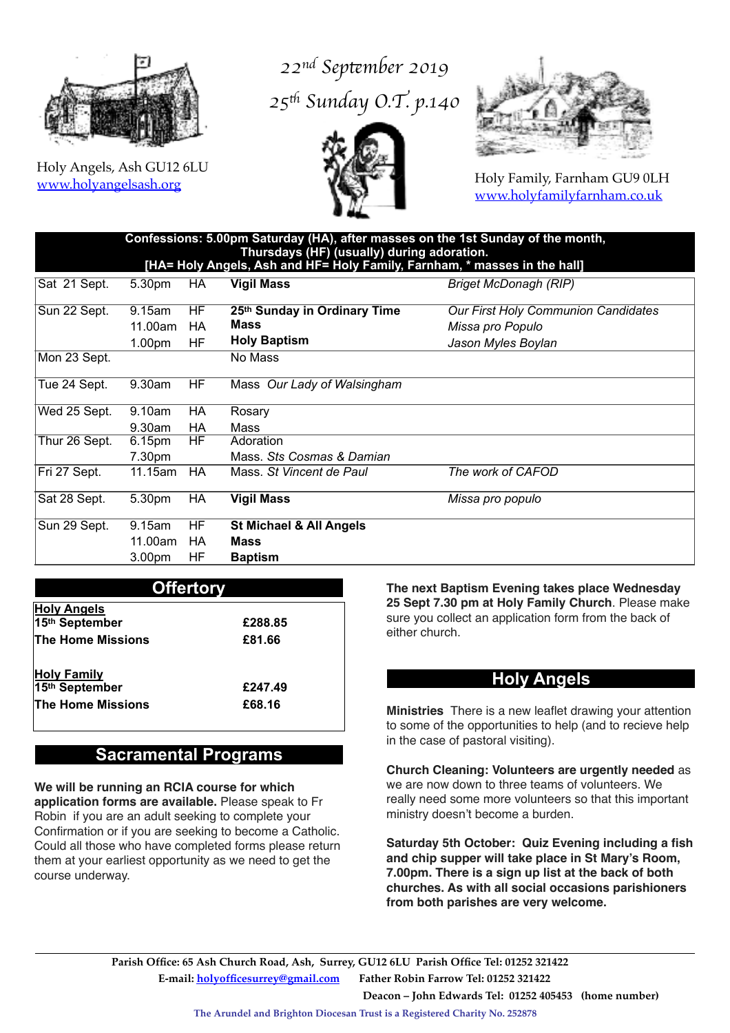*22nd September 2019*

*25th Sunday O.T. p.140*

Holy Angels, Ash GU12 6LU
www.holyangelsash.org

Holy Family, Farnham GU9 0LH
www.holyfamilyfarnham.co.uk

**Confessions: 5.00pm Saturday (HA), after masses on the 1st Sunday of the month, Thursdays (HF) (usually) during adoration.**
**[HA= Holy Angels, Ash and HF= Holy Family, Farnham, * masses in the hall]**

| Day | Time | Place | Service | Intention |
|---|---|---|---|---|
| Sat 21 Sept. | 5.30pm | HA | **Vigil Mass** | *Briget McDonagh (RIP)* |
| Sun 22 Sept. | 9.15am | HF | **25th Sunday in Ordinary Time** | *Our First Holy Communion Candidates* |
| | 11.00am | HA | **Mass** | *Missa pro Populo* |
| | 1.00pm | HF | **Holy Baptism** | *Jason Myles Boylan* |
| Mon 23 Sept. | | | No Mass | |
| Tue 24 Sept. | 9.30am | HF | Mass *Our Lady of Walsingham* | |
| Wed 25 Sept. | 9.10am | HA | Rosary | |
| | 9.30am | HA | Mass | |
| Thur 26 Sept. | 6.15pm | HF | Adoration | |
| | 7.30pm | | Mass. *Sts Cosmas & Damian* | |
| Fri 27 Sept. | 11.15am | HA | Mass. *St Vincent de Paul* | *The work of CAFOD* |
| Sat 28 Sept. | 5.30pm | HA | **Vigil Mass** | *Missa pro populo* |
| Sun 29 Sept. | 9.15am | HF | **St Michael & All Angels** | |
| | 11.00am | HA | **Mass** | |
| | 3.00pm | HF | **Baptism** | |

## Offertory

| | |
|---|---|
| **Holy Angels** | |
| **15th September** | **£288.85** |
| **The Home Missions** | **£81.66** |
| **Holy Family** | |
| **15th September** | **£247.49** |
| **The Home Missions** | **£68.16** |

## Sacramental Programs

**We will be running an RCIA course for which application forms are available.** Please speak to Fr Robin if you are an adult seeking to complete your Confirmation or if you are seeking to become a Catholic. Could all those who have completed forms please return them at your earliest opportunity as we need to get the course underway.

**The next Baptism Evening takes place Wednesday 25 Sept 7.30 pm at Holy Family Church**. Please make sure you collect an application form from the back of either church.

## Holy Angels

**Ministries** There is a new leaflet drawing your attention to some of the opportunities to help (and to recieve help in the case of pastoral visiting).

**Church Cleaning: Volunteers are urgently needed** as we are now down to three teams of volunteers. We really need some more volunteers so that this important ministry doesn't become a burden.

**Saturday 5th October: Quiz Evening including a fish and chip supper will take place in St Mary's Room, 7.00pm. There is a sign up list at the back of both churches. As with all social occasions parishioners from both parishes are very welcome.**

**Parish Office: 65 Ash Church Road, Ash, Surrey, GU12 6LU Parish Office Tel: 01252 321422**
**E-mail: holyofficesurrey@gmail.com Father Robin Farrow Tel: 01252 321422**
**Deacon – John Edwards Tel: 01252 405453 (home number)**

**The Arundel and Brighton Diocesan Trust is a Registered Charity No. 252878**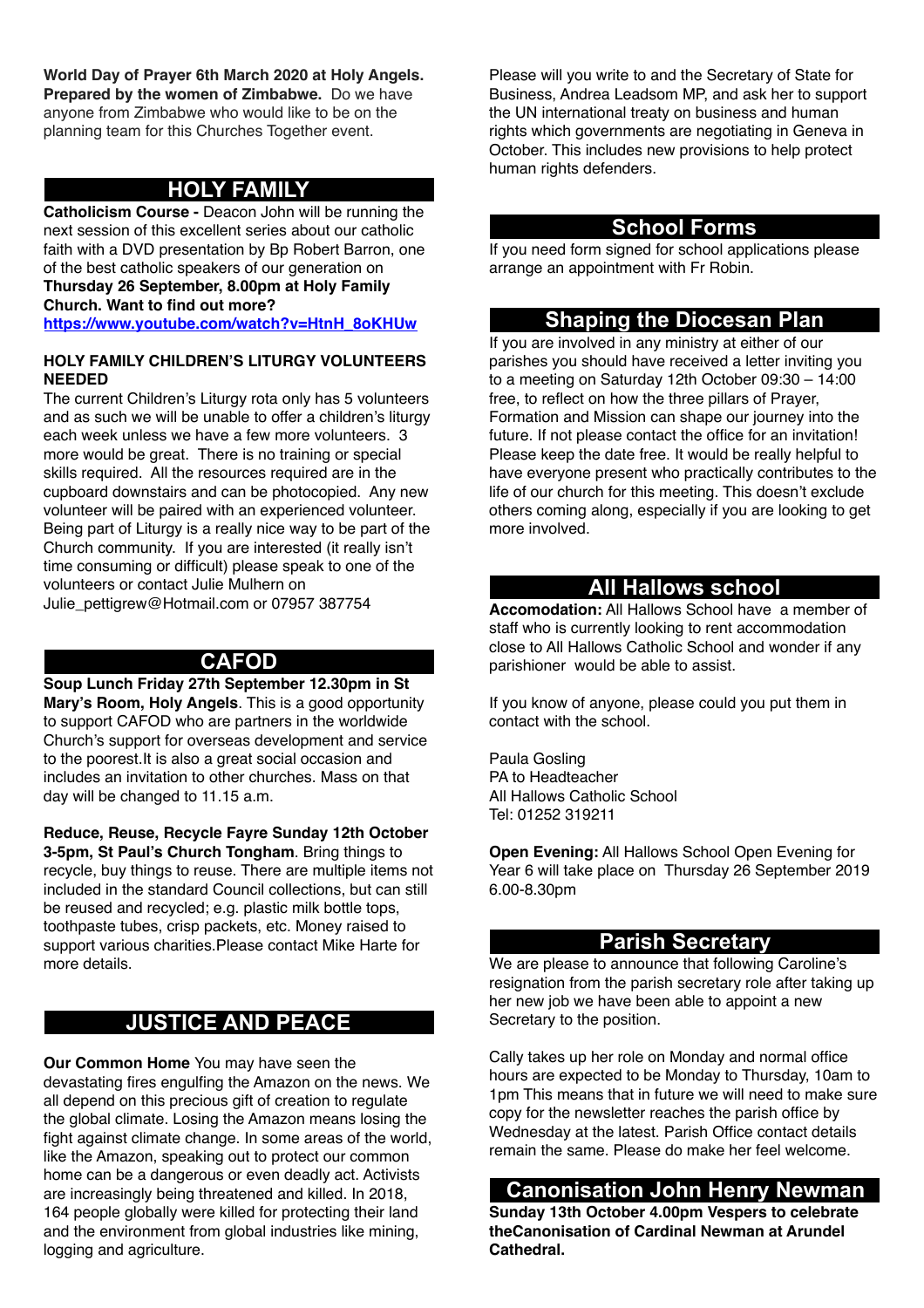**World Day of Prayer 6th March 2020 at Holy Angels. Prepared by the women of Zimbabwe.** Do we have anyone from Zimbabwe who would like to be on the planning team for this Churches Together event.

## HOLY FAMILY

**Catholicism Course -** Deacon John will be running the next session of this excellent series about our catholic faith with a DVD presentation by Bp Robert Barron, one of the best catholic speakers of our generation on **Thursday 26 September, 8.00pm at Holy Family Church. Want to find out more?**
**https://www.youtube.com/watch?v=HtnH_8oKHUw**

**HOLY FAMILY CHILDREN'S LITURGY VOLUNTEERS NEEDED**

The current Children's Liturgy rota only has 5 volunteers and as such we will be unable to offer a children's liturgy each week unless we have a few more volunteers. 3 more would be great. There is no training or special skills required. All the resources required are in the cupboard downstairs and can be photocopied. Any new volunteer will be paired with an experienced volunteer. Being part of Liturgy is a really nice way to be part of the Church community. If you are interested (it really isn't time consuming or difficult) please speak to one of the volunteers or contact Julie Mulhern on Julie_pettigrew@Hotmail.com or 07957 387754

## CAFOD

**Soup Lunch Friday 27th September 12.30pm in St Mary's Room, Holy Angels**. This is a good opportunity to support CAFOD who are partners in the worldwide Church's support for overseas development and service to the poorest.It is also a great social occasion and includes an invitation to other churches. Mass on that day will be changed to 11.15 a.m.

**Reduce, Reuse, Recycle Fayre Sunday 12th October 3-5pm, St Paul's Church Tongham**. Bring things to recycle, buy things to reuse. There are multiple items not included in the standard Council collections, but can still be reused and recycled; e.g. plastic milk bottle tops, toothpaste tubes, crisp packets, etc. Money raised to support various charities.Please contact Mike Harte for more details.

## JUSTICE AND PEACE

**Our Common Home** You may have seen the devastating fires engulfing the Amazon on the news. We all depend on this precious gift of creation to regulate the global climate. Losing the Amazon means losing the fight against climate change. In some areas of the world, like the Amazon, speaking out to protect our common home can be a dangerous or even deadly act. Activists are increasingly being threatened and killed. In 2018, 164 people globally were killed for protecting their land and the environment from global industries like mining, logging and agriculture.

Please will you write to and the Secretary of State for Business, Andrea Leadsom MP, and ask her to support the UN international treaty on business and human rights which governments are negotiating in Geneva in October. This includes new provisions to help protect human rights defenders.

## School Forms

If you need form signed for school applications please arrange an appointment with Fr Robin.

## Shaping the Diocesan Plan

If you are involved in any ministry at either of our parishes you should have received a letter inviting you to a meeting on Saturday 12th October 09:30 – 14:00 free, to reflect on how the three pillars of Prayer, Formation and Mission can shape our journey into the future. If not please contact the office for an invitation! Please keep the date free. It would be really helpful to have everyone present who practically contributes to the life of our church for this meeting. This doesn't exclude others coming along, especially if you are looking to get more involved.

## All Hallows school

**Accomodation:** All Hallows School have a member of staff who is currently looking to rent accommodation close to All Hallows Catholic School and wonder if any parishioner would be able to assist.

If you know of anyone, please could you put them in contact with the school.

Paula Gosling
PA to Headteacher
All Hallows Catholic School
Tel: 01252 319211

**Open Evening:** All Hallows School Open Evening for Year 6 will take place on Thursday 26 September 2019 6.00-8.30pm

## Parish Secretary

We are please to announce that following Caroline's resignation from the parish secretary role after taking up her new job we have been able to appoint a new Secretary to the position.

Cally takes up her role on Monday and normal office hours are expected to be Monday to Thursday, 10am to 1pm This means that in future we will need to make sure copy for the newsletter reaches the parish office by Wednesday at the latest. Parish Office contact details remain the same. Please do make her feel welcome.

## Canonisation John Henry Newman

**Sunday 13th October 4.00pm Vespers to celebrate theCanonisation of Cardinal Newman at Arundel Cathedral.**